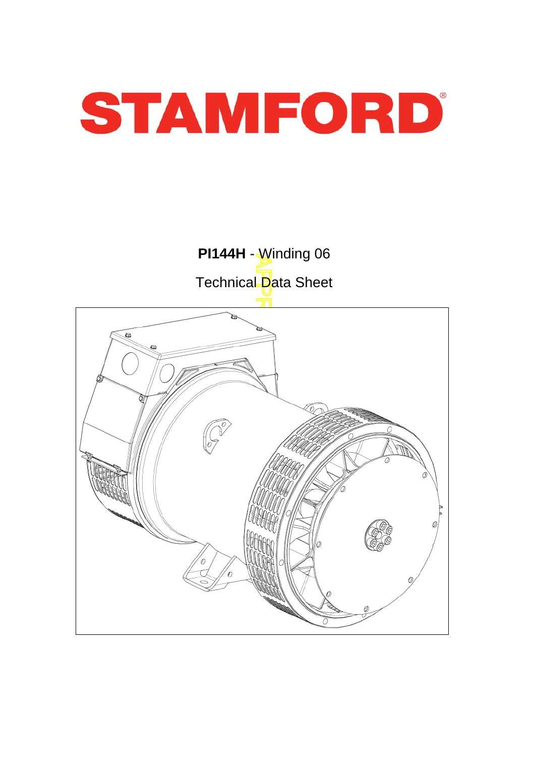# STAMFORD®

**PI144H** - Winding 06

Technical Data Sheet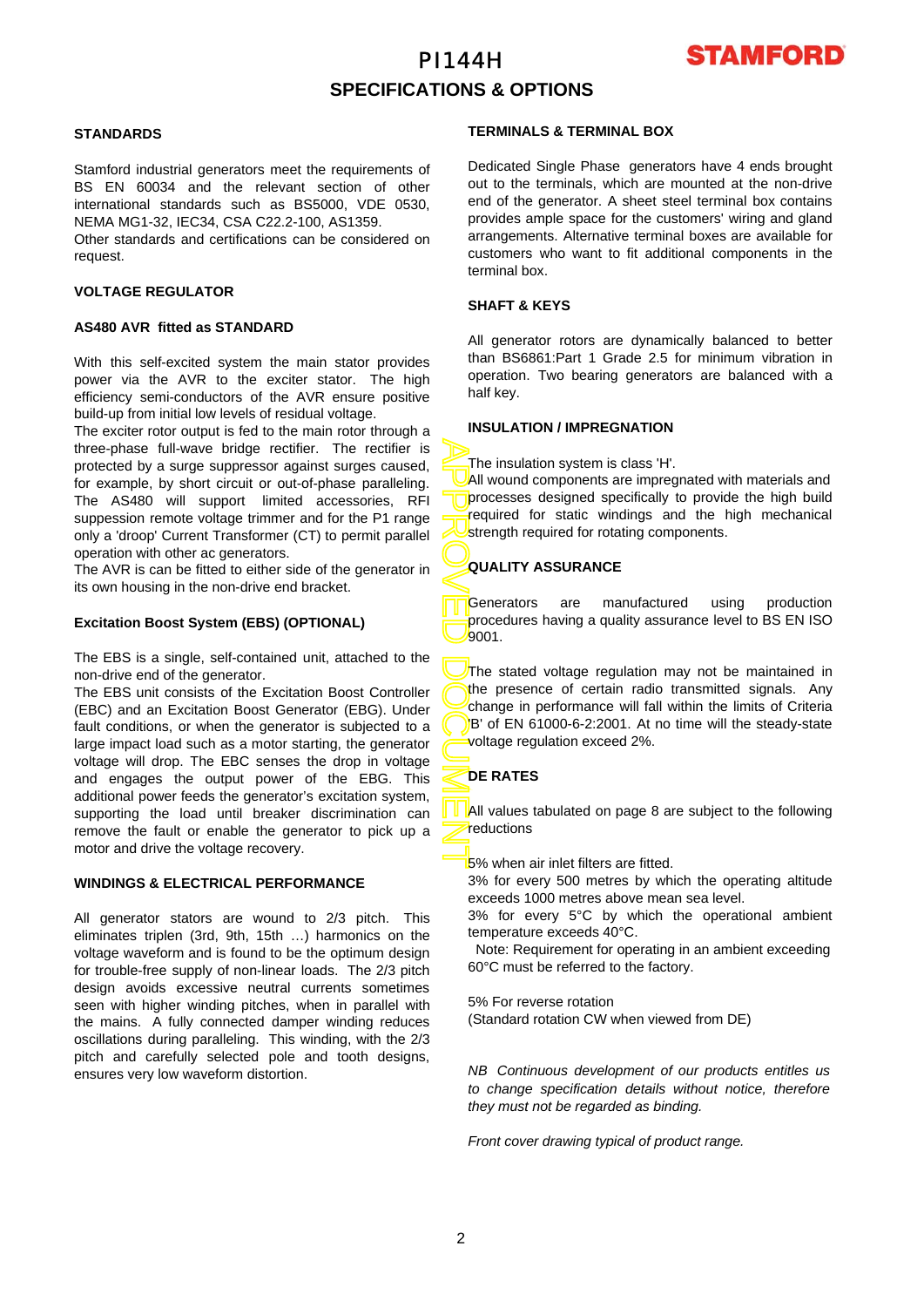# PI144H

## SPECIFICATIONS & OPTIONS

### STANDARDS

Stamford industrial generators meet the requirements of BS EN 60034 and the relevant section of other international standards such as BS5000, VDE 0530, NEMA MG1-32, IEC34, CSA C22.2-100, AS1359.
Other standards and certifications can be considered on request.

### VOLTAGE REGULATOR

### AS480 AVR fitted as STANDARD

With this self-excited system the main stator provides power via the AVR to the exciter stator. The high efficiency semi-conductors of the AVR ensure positive build-up from initial low levels of residual voltage.
The exciter rotor output is fed to the main rotor through a three-phase full-wave bridge rectifier. The rectifier is protected by a surge suppressor against surges caused, for example, by short circuit or out-of-phase paralleling. The AS480 will support limited accessories, RFI suppression remote voltage trimmer and for the P1 range only a 'droop' Current Transformer (CT) to permit parallel operation with other ac generators.
The AVR is can be fitted to either side of the generator in its own housing in the non-drive end bracket.

### Excitation Boost System (EBS) (OPTIONAL)

The EBS is a single, self-contained unit, attached to the non-drive end of the generator.
The EBS unit consists of the Excitation Boost Controller (EBC) and an Excitation Boost Generator (EBG). Under fault conditions, or when the generator is subjected to a large impact load such as a motor starting, the generator voltage will drop. The EBC senses the drop in voltage and engages the output power of the EBG. This additional power feeds the generator's excitation system, supporting the load until breaker discrimination can remove the fault or enable the generator to pick up a motor and drive the voltage recovery.

### WINDINGS & ELECTRICAL PERFORMANCE

All generator stators are wound to 2/3 pitch. This eliminates triplen (3rd, 9th, 15th …) harmonics on the voltage waveform and is found to be the optimum design for trouble-free supply of non-linear loads. The 2/3 pitch design avoids excessive neutral currents sometimes seen with higher winding pitches, when in parallel with the mains. A fully connected damper winding reduces oscillations during paralleling. This winding, with the 2/3 pitch and carefully selected pole and tooth designs, ensures very low waveform distortion.

### TERMINALS & TERMINAL BOX

Dedicated Single Phase generators have 4 ends brought out to the terminals, which are mounted at the non-drive end of the generator. A sheet steel terminal box contains provides ample space for the customers' wiring and gland arrangements. Alternative terminal boxes are available for customers who want to fit additional components in the terminal box.

### SHAFT & KEYS

All generator rotors are dynamically balanced to better than BS6861:Part 1 Grade 2.5 for minimum vibration in operation. Two bearing generators are balanced with a half key.

### INSULATION / IMPREGNATION

The insulation system is class 'H'.
All wound components are impregnated with materials and processes designed specifically to provide the high build required for static windings and the high mechanical strength required for rotating components.

### QUALITY ASSURANCE

Generators are manufactured using production procedures having a quality assurance level to BS EN ISO 9001.

The stated voltage regulation may not be maintained in the presence of certain radio transmitted signals. Any change in performance will fall within the limits of Criteria 'B' of EN 61000-6-2:2001. At no time will the steady-state voltage regulation exceed 2%.

### DE RATES

All values tabulated on page 8 are subject to the following reductions

5% when air inlet filters are fitted.
3% for every 500 metres by which the operating altitude exceeds 1000 metres above mean sea level.
3% for every 5°C by which the operational ambient temperature exceeds 40°C.
Note: Requirement for operating in an ambient exceeding 60°C must be referred to the factory.

5% For reverse rotation
(Standard rotation CW when viewed from DE)

*NB Continuous development of our products entitles us to change specification details without notice, therefore they must not be regarded as binding.*

*Front cover drawing typical of product range.*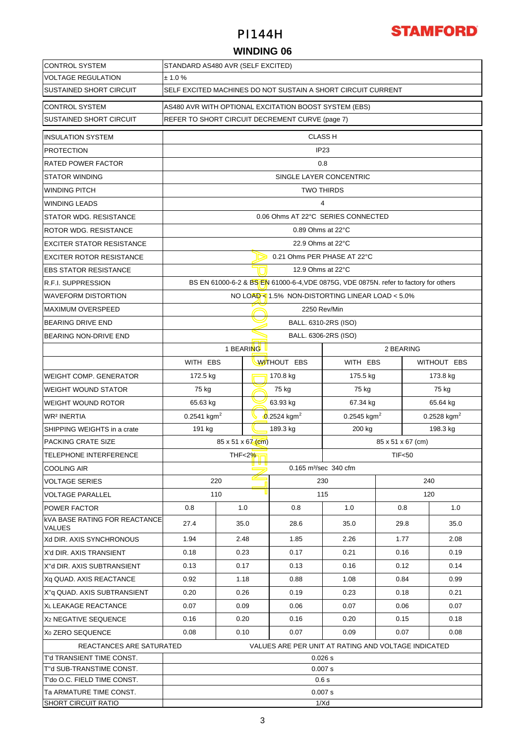# PI144H

## WINDING 06

| | | | | | | |
|---|---|---|---|---|---|---|
| CONTROL SYSTEM | STANDARD AS480 AVR (SELF EXCITED) | | | | | |
| VOLTAGE REGULATION | ± 1.0 % | | | | | |
| SUSTAINED SHORT CIRCUIT | SELF EXCITED MACHINES DO NOT SUSTAIN A SHORT CIRCUIT CURRENT | | | | | |
| CONTROL SYSTEM | AS480 AVR WITH OPTIONAL EXCITATION BOOST SYSTEM (EBS) | | | | | |
| SUSTAINED SHORT CIRCUIT | REFER TO SHORT CIRCUIT DECREMENT CURVE (page 7) | | | | | |
| INSULATION SYSTEM | CLASS H | | | | | |
| PROTECTION | IP23 | | | | | |
| RATED POWER FACTOR | 0.8 | | | | | |
| STATOR WINDING | SINGLE LAYER CONCENTRIC | | | | | |
| WINDING PITCH | TWO THIRDS | | | | | |
| WINDING LEADS | 4 | | | | | |
| STATOR WDG. RESISTANCE | 0.06 Ohms AT 22°C SERIES CONNECTED | | | | | |
| ROTOR WDG. RESISTANCE | 0.89 Ohms at 22°C | | | | | |
| EXCITER STATOR RESISTANCE | 22.9 Ohms at 22°C | | | | | |
| EXCITER ROTOR RESISTANCE | 0.21 Ohms PER PHASE AT 22°C | | | | | |
| EBS STATOR RESISTANCE | 12.9 Ohms at 22°C | | | | | |
| R.F.I. SUPPRESSION | BS EN 61000-6-2 & BS EN 61000-6-4,VDE 0875G, VDE 0875N. refer to factory for others | | | | | |
| WAVEFORM DISTORTION | NO LOAD < 1.5% NON-DISTORTING LINEAR LOAD < 5.0% | | | | | |
| MAXIMUM OVERSPEED | 2250 Rev/Min | | | | | |
| BEARING DRIVE END | BALL. 6310-2RS (ISO) | | | | | |
| BEARING NON-DRIVE END | BALL. 6306-2RS (ISO) | | | | | |
| | 1 BEARING | | | 2 BEARING | | |
| | WITH EBS | | WITHOUT EBS | WITH EBS | | WITHOUT EBS |
| WEIGHT COMP. GENERATOR | 172.5 kg | | 170.8 kg | 175.5 kg | | 173.8 kg |
| WEIGHT WOUND STATOR | 75 kg | | 75 kg | 75 kg | | 75 kg |
| WEIGHT WOUND ROTOR | 65.63 kg | | 63.93 kg | 67.34 kg | | 65.64 kg |
| WR² INERTIA | 0.2541 kgm² | | 0.2524 kgm² | 0.2545 kgm² | | 0.2528 kgm² |
| SHIPPING WEIGHTS in a crate | 191 kg | | 189.3 kg | 200 kg | | 198.3 kg |
| PACKING CRATE SIZE | 85 x 51 x 67 (cm) | | | 85 x 51 x 67 (cm) | | |
| TELEPHONE INTERFERENCE | THF<2% | | | TIF<50 | | |
| COOLING AIR | 0.165 m³/sec 340 cfm | | | | | |
| VOLTAGE SERIES | 220 | | 230 | | 240 | |
| VOLTAGE PARALLEL | 110 | | 115 | | 120 | |
| POWER FACTOR | 0.8 | 1.0 | 0.8 | 1.0 | 0.8 | 1.0 |
| kVA BASE RATING FOR REACTANCE VALUES | 27.4 | 35.0 | 28.6 | 35.0 | 29.8 | 35.0 |
| Xd DIR. AXIS SYNCHRONOUS | 1.94 | 2.48 | 1.85 | 2.26 | 1.77 | 2.08 |
| X'd DIR. AXIS TRANSIENT | 0.18 | 0.23 | 0.17 | 0.21 | 0.16 | 0.19 |
| X''d DIR. AXIS SUBTRANSIENT | 0.13 | 0.17 | 0.13 | 0.16 | 0.12 | 0.14 |
| Xq QUAD. AXIS REACTANCE | 0.92 | 1.18 | 0.88 | 1.08 | 0.84 | 0.99 |
| X''q QUAD. AXIS SUBTRANSIENT | 0.20 | 0.26 | 0.19 | 0.23 | 0.18 | 0.21 |
| $X_L$ LEAKAGE REACTANCE | 0.07 | 0.09 | 0.06 | 0.07 | 0.06 | 0.07 |
| $X_2$ NEGATIVE SEQUENCE | 0.16 | 0.20 | 0.16 | 0.20 | 0.15 | 0.18 |
| $X_0$ ZERO SEQUENCE | 0.08 | 0.10 | 0.07 | 0.09 | 0.07 | 0.08 |
| REACTANCES ARE SATURATED | VALUES ARE PER UNIT AT RATING AND VOLTAGE INDICATED | | | | | |
| T'd TRANSIENT TIME CONST. | 0.026 s | | | | | |
| T''d SUB-TRANSTIME CONST. | 0.007 s | | | | | |
| T'do O.C. FIELD TIME CONST. | 0.6 s | | | | | |
| Ta ARMATURE TIME CONST. | 0.007 s | | | | | |
| SHORT CIRCUIT RATIO | 1/Xd | | | | | |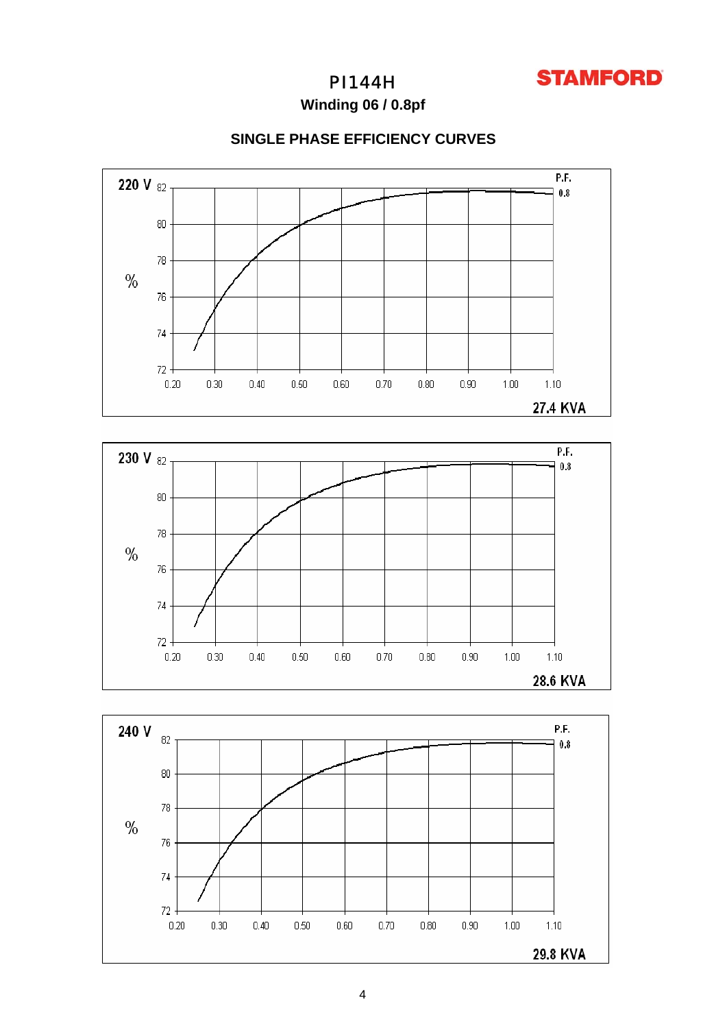# PI144H

**Winding 06 / 0.8pf**

## SINGLE PHASE EFFICIENCY CURVES

220 V

P.F. 0.8

27.4 KVA

230 V

P.F. 0.8

28.6 KVA

240 V

P.F. 0.8

29.8 KVA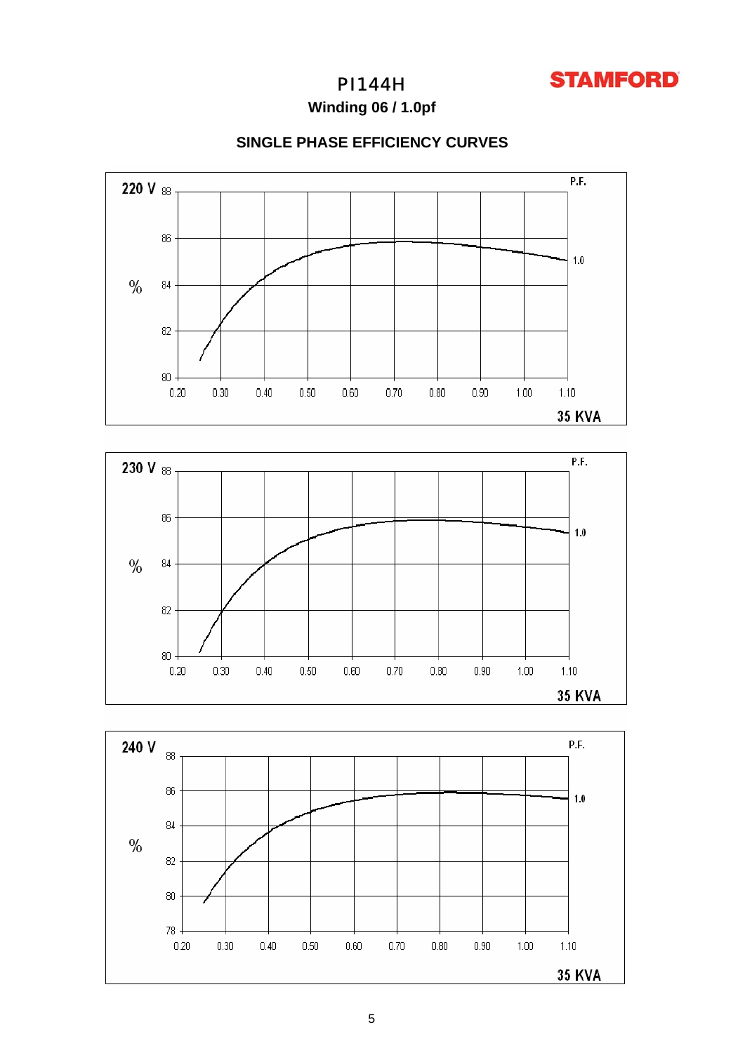# PI144H

**Winding 06 / 1.0pf**

**STAMFORD**

## SINGLE PHASE EFFICIENCY CURVES

220 V

P.F.

%

88
86
84
82
80

1.0

0.20 0.30 0.40 0.50 0.60 0.70 0.80 0.90 1.00 1.10

35 KVA

230 V

P.F.

%

88
86
84
82
80

1.0

0.20 0.30 0.40 0.50 0.60 0.70 0.80 0.90 1.00 1.10

35 KVA

240 V

P.F.

%

88
86
84
82
80
78

1.0

0.20 0.30 0.40 0.50 0.60 0.70 0.80 0.90 1.00 1.10

35 KVA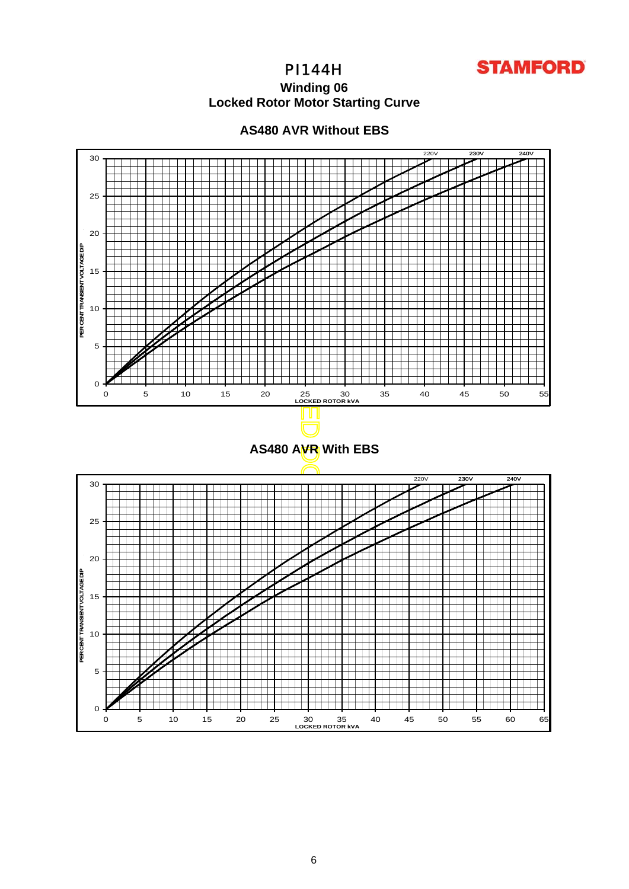# PI144H

## Winding 06

## Locked Rotor Motor Starting Curve

### AS480 AVR Without EBS

220V 230V 240V

PER CENT TRANSIENT VOLTAGE DIP

0 5 10 15 20 25 30

0 5 10 15 20 25 30 35 40 45 50 55

LOCKED ROTOR kVA

### AS480 AVR With EBS

220V 230V 240V

PER CENT TRANSIENT VOLTAGE DIP

0 5 10 15 20 25 30

0 5 10 15 20 25 30 35 40 45 50 55 60 65

LOCKED ROTOR kVA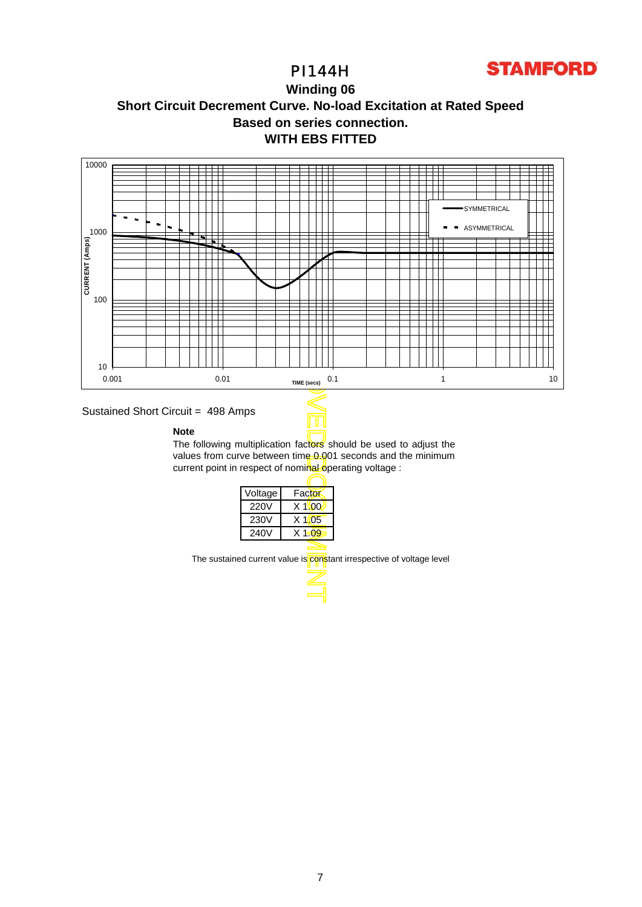# PI144H

STAMFORD

## Winding 06

## Short Circuit Decrement Curve. No-load Excitation at Rated Speed

## Based on series connection.

## WITH EBS FITTED

Sustained Short Circuit = 498 Amps

**Note**

The following multiplication factors should be used to adjust the values from curve between time 0.001 seconds and the minimum current point in respect of nominal operating voltage :

| Voltage | Factor |
| --- | --- |
| 220V | X 1.00 |
| 230V | X 1.05 |
| 240V | X 1.09 |

The sustained current value is constant irrespective of voltage level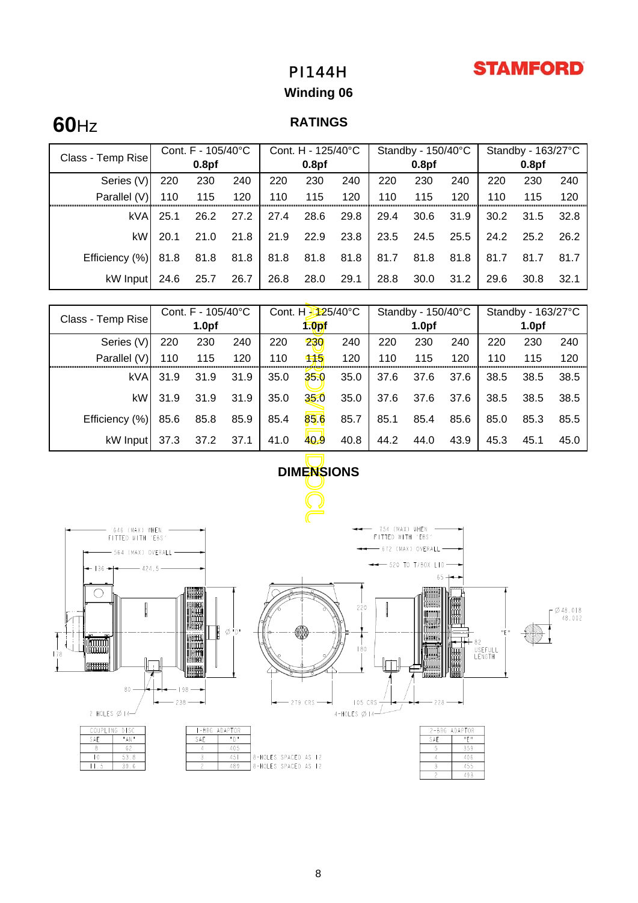# PI144H

**STAMFORD**

## Winding 06

**60**Hz

### RATINGS

| Class - Temp Rise | Cont. F - 105/40°C 0.8pf | | | Cont. H - 125/40°C 0.8pf | | | Standby - 150/40°C 0.8pf | | | Standby - 163/27°C 0.8pf | | |
|---|---|---|---|---|---|---|---|---|---|---|---|---|
| Series (V) | 220 | 230 | 240 | 220 | 230 | 240 | 220 | 230 | 240 | 220 | 230 | 240 |
| Parallel (V) | 110 | 115 | 120 | 110 | 115 | 120 | 110 | 115 | 120 | 110 | 115 | 120 |
| kVA | 25.1 | 26.2 | 27.2 | 27.4 | 28.6 | 29.8 | 29.4 | 30.6 | 31.9 | 30.2 | 31.5 | 32.8 |
| kW | 20.1 | 21.0 | 21.8 | 21.9 | 22.9 | 23.8 | 23.5 | 24.5 | 25.5 | 24.2 | 25.2 | 26.2 |
| Efficiency (%) | 81.8 | 81.8 | 81.8 | 81.8 | 81.8 | 81.8 | 81.7 | 81.8 | 81.8 | 81.7 | 81.7 | 81.7 |
| kW Input | 24.6 | 25.7 | 26.7 | 26.8 | 28.0 | 29.1 | 28.8 | 30.0 | 31.2 | 29.6 | 30.8 | 32.1 |

| Class - Temp Rise | Cont. F - 105/40°C 1.0pf | | | Cont. H - 125/40°C 1.0pf | | | Standby - 150/40°C 1.0pf | | | Standby - 163/27°C 1.0pf | | |
|---|---|---|---|---|---|---|---|---|---|---|---|---|
| Series (V) | 220 | 230 | 240 | 220 | 230 | 240 | 220 | 230 | 240 | 220 | 230 | 240 |
| Parallel (V) | 110 | 115 | 120 | 110 | 115 | 120 | 110 | 115 | 120 | 110 | 115 | 120 |
| kVA | 31.9 | 31.9 | 31.9 | 35.0 | 35.0 | 35.0 | 37.6 | 37.6 | 37.6 | 38.5 | 38.5 | 38.5 |
| kW | 31.9 | 31.9 | 31.9 | 35.0 | 35.0 | 35.0 | 37.6 | 37.6 | 37.6 | 38.5 | 38.5 | 38.5 |
| Efficiency (%) | 85.6 | 85.8 | 85.9 | 85.4 | 85.6 | 85.7 | 85.1 | 85.4 | 85.6 | 85.0 | 85.3 | 85.5 |
| kW Input | 37.3 | 37.2 | 37.1 | 41.0 | 40.9 | 40.8 | 44.2 | 44.0 | 43.9 | 45.3 | 45.1 | 45.0 |

APPROVED DOCUMENT

### DIMENSIONS

646 (MAX) WHEN FITTED WITH 'EBS'
564 (MAX) OVERALL
136 — 424.5
178 — Ø "D" — 80 — 198 — 238
2 HOLES Ø 14

754 (MAX) WHEN FITTED WITH 'EBS'
672 (MAX) OVERALL
520 TO T/BOX LID
65
220 — 180 — 279 CRS — 105 CRS — 4-HOLES Ø 14 — 228
"E" — 82 USEFULL LENGTH — Ø 48.018 / 48.002

| COUPLING DISC | |
|---|---|
| SAE | "AN" |
| 8 | 62 |
| 10 | 53.8 |
| 11.5 | 39.6 |

| 1-BRG ADAPTOR | | |
|---|---|---|
| SAE | "D" | |
| 4 | 405 | |
| 3 | 451 | 8-HOLES SPACED AS 12 |
| 2 | 489 | 8-HOLES SPACED AS 12 |

| 2-BRG ADAPTOR | |
|---|---|
| SAE | "E" |
| 5 | 359 |
| 4 | 406 |
| 3 | 455 |
| 2 | 493 |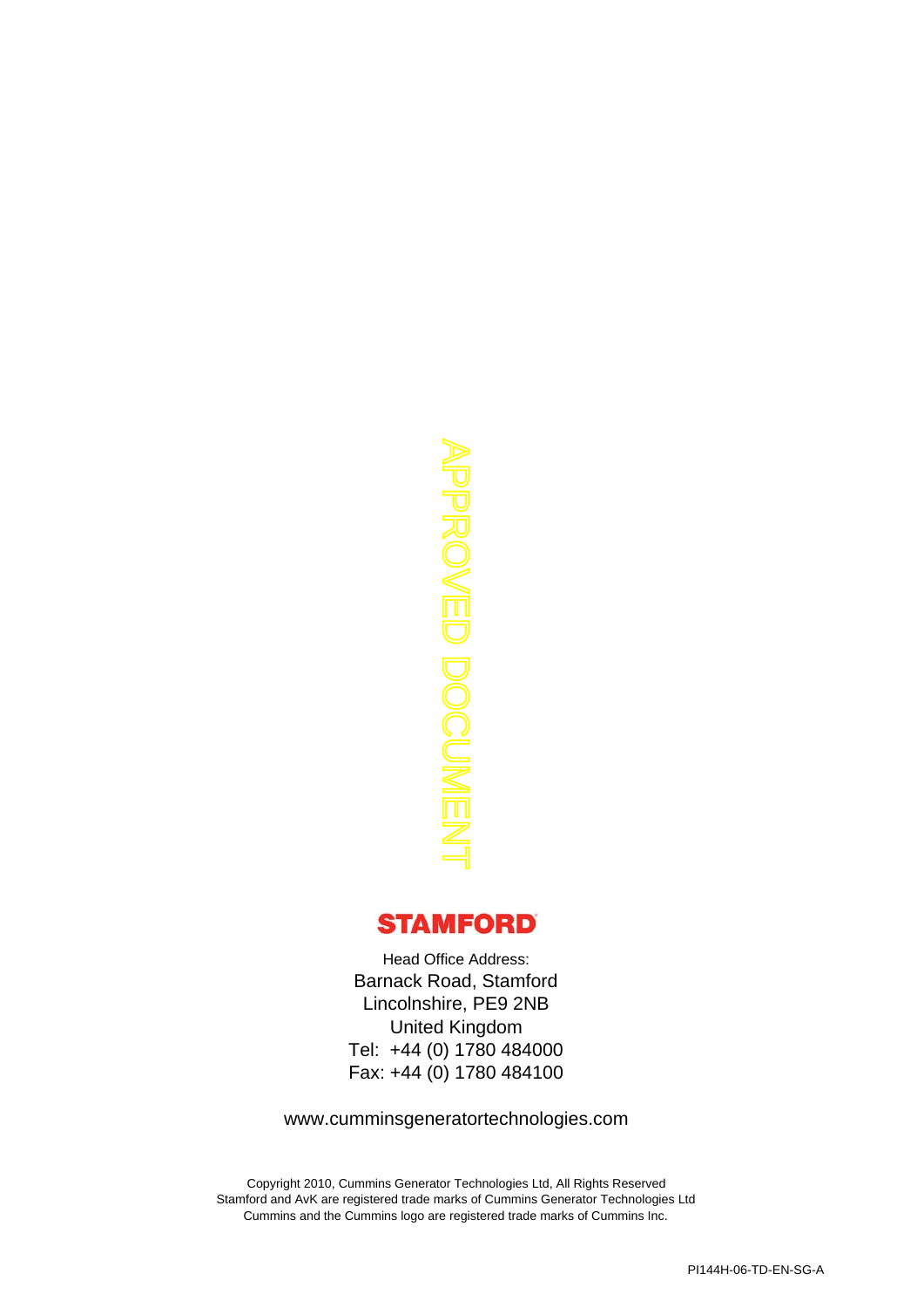APPROVED DOCUMENT

**STAMFORD**

Head Office Address:
Barnack Road, Stamford
Lincolnshire, PE9 2NB
United Kingdom
Tel: +44 (0) 1780 484000
Fax: +44 (0) 1780 484100

www.cumminsgeneratortechnologies.com

Copyright 2010, Cummins Generator Technologies Ltd, All Rights Reserved
Stamford and AvK are registered trade marks of Cummins Generator Technologies Ltd
Cummins and the Cummins logo are registered trade marks of Cummins Inc.

PI144H-06-TD-EN-SG-A